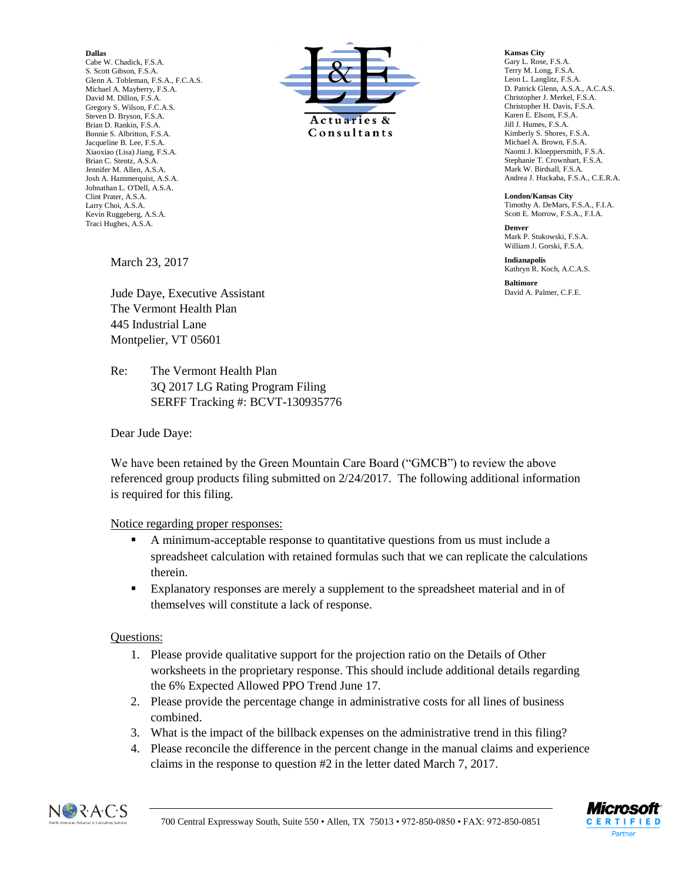**Dallas**
Cabe W. Chadick, F.S.A.
S. Scott Gibson, F.S.A.
Glenn A. Tobleman, F.S.A., F.C.A.S.
Michael A. Mayberry, F.S.A.
David M. Dillon, F.S.A.
Gregory S. Wilson, F.C.A.S.
Steven D. Bryson, F.S.A.
Brian D. Rankin, F.S.A.
Bonnie S. Albritton, F.S.A.
Jacqueline B. Lee, F.S.A.
Xiaoxiao (Lisa) Jiang, F.S.A.
Brian C. Stentz, A.S.A.
Jennifer M. Allen, A.S.A.
Josh A. Hammerquist, A.S.A.
Johnathan L. O'Dell, A.S.A.
Clint Prater, A.S.A.
Larry Choi, A.S.A.
Kevin Ruggeberg, A.S.A.
Traci Hughes, A.S.A.

L&E Actuaries & Consultants

**Kansas City**
Gary L. Rose, F.S.A.
Terry M. Long, F.S.A.
Leon L. Langlitz, F.S.A.
D. Patrick Glenn, A.S.A., A.C.A.S.
Christopher J. Merkel, F.S.A.
Christopher H. Davis, F.S.A.
Karen E. Elsom, F.S.A.
Jill J. Humes, F.S.A.
Kimberly S. Shores, F.S.A.
Michael A. Brown, F.S.A.
Naomi J. Kloeppersmith, F.S.A.
Stephanie T. Crownhart, F.S.A.
Mark W. Birdsall, F.S.A.
Andrea J. Huckaba, F.S.A., C.E.R.A.

**London/Kansas City**
Timothy A. DeMars, F.S.A., F.I.A.
Scott E. Morrow, F.S.A., F.I.A.

**Denver**
Mark P. Stukowski, F.S.A.
William J. Gorski, F.S.A.

**Indianapolis**
Kathryn R. Koch, A.C.A.S.

**Baltimore**
David A. Palmer, C.F.E.

March 23, 2017

Jude Daye, Executive Assistant
The Vermont Health Plan
445 Industrial Lane
Montpelier, VT 05601

Re: The Vermont Health Plan
3Q 2017 LG Rating Program Filing
SERFF Tracking #: BCVT-130935776

Dear Jude Daye:

We have been retained by the Green Mountain Care Board ("GMCB") to review the above referenced group products filing submitted on 2/24/2017. The following additional information is required for this filing.

Notice regarding proper responses:

- A minimum-acceptable response to quantitative questions from us must include a spreadsheet calculation with retained formulas such that we can replicate the calculations therein.
- Explanatory responses are merely a supplement to the spreadsheet material and in of themselves will constitute a lack of response.

Questions:

1. Please provide qualitative support for the projection ratio on the Details of Other worksheets in the proprietary response. This should include additional details regarding the 6% Expected Allowed PPO Trend June 17.
2. Please provide the percentage change in administrative costs for all lines of business combined.
3. What is the impact of the billback expenses on the administrative trend in this filing?
4. Please reconcile the difference in the percent change in the manual claims and experience claims in the response to question #2 in the letter dated March 7, 2017.

700 Central Expressway South, Suite 550 • Allen, TX 75013 • 972-850-0850 • FAX: 972-850-0851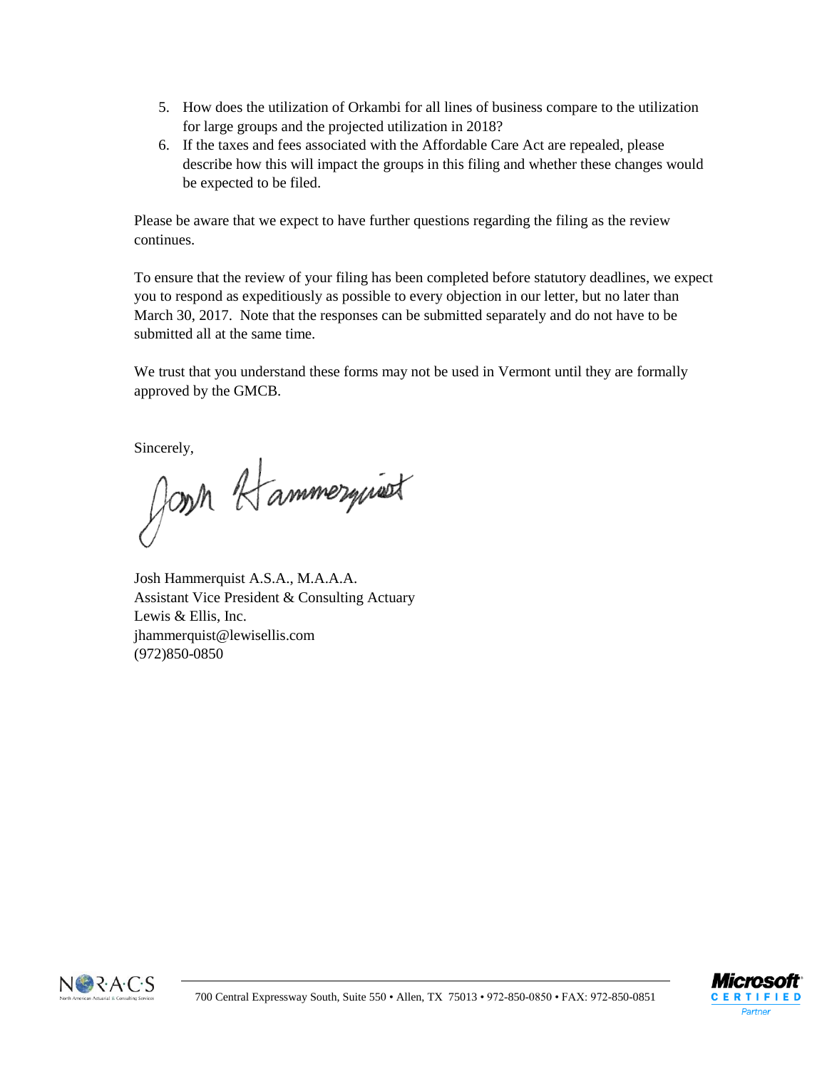5. How does the utilization of Orkambi for all lines of business compare to the utilization for large groups and the projected utilization in 2018?
6. If the taxes and fees associated with the Affordable Care Act are repealed, please describe how this will impact the groups in this filing and whether these changes would be expected to be filed.

Please be aware that we expect to have further questions regarding the filing as the review continues.

To ensure that the review of your filing has been completed before statutory deadlines, we expect you to respond as expeditiously as possible to every objection in our letter, but no later than March 30, 2017. Note that the responses can be submitted separately and do not have to be submitted all at the same time.

We trust that you understand these forms may not be used in Vermont until they are formally approved by the GMCB.

Sincerely,

Josh Hammerquist A.S.A., M.A.A.A.
Assistant Vice President & Consulting Actuary
Lewis & Ellis, Inc.
jhammerquist@lewisellis.com
(972)850-0850

700 Central Expressway South, Suite 550 • Allen, TX 75013 • 972-850-0850 • FAX: 972-850-0851